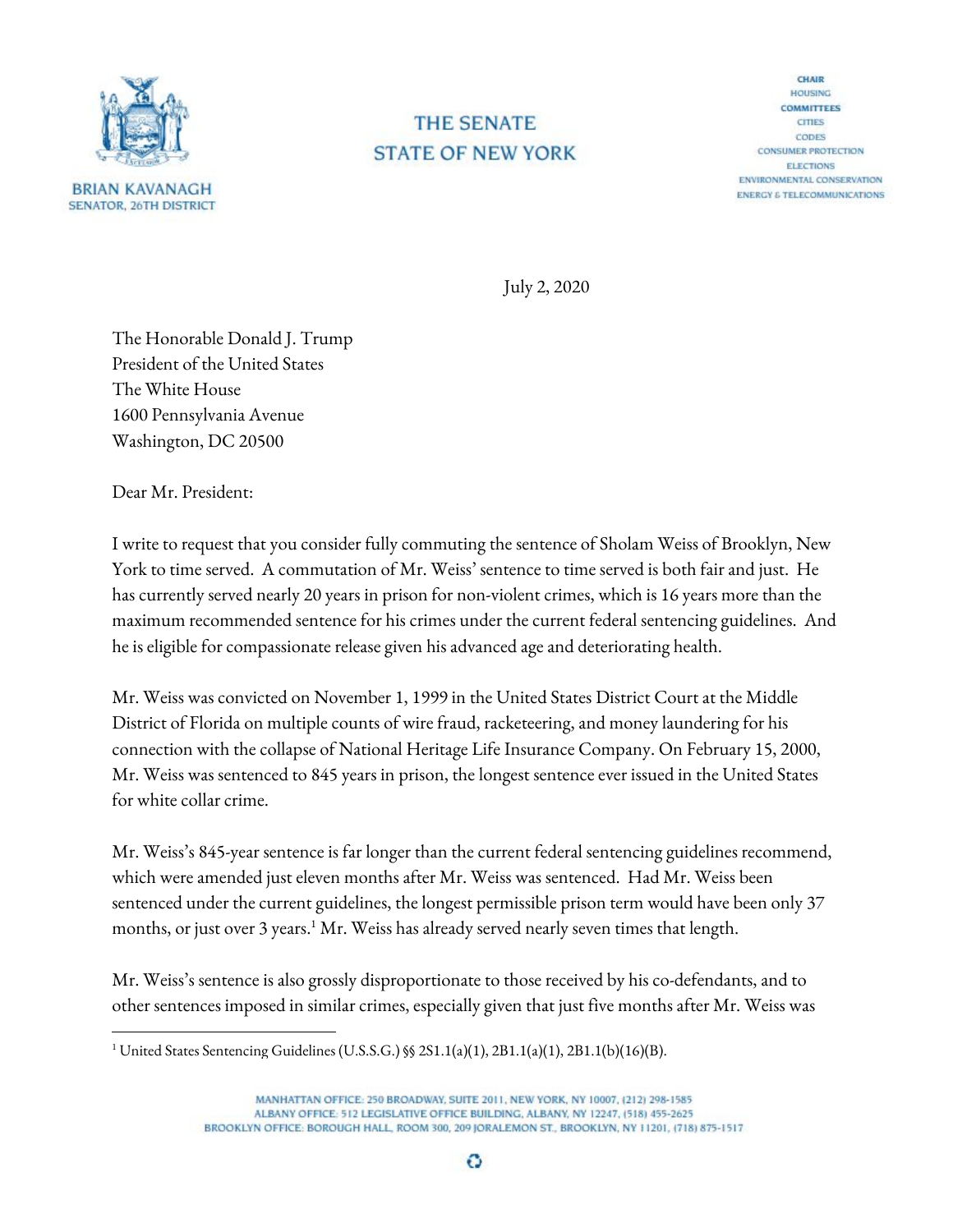BRIAN KAVANAGH
SENATOR, 26TH DISTRICT

THE SENATE
STATE OF NEW YORK

CHAIR
HOUSING
COMMITTEES
CITIES
CODES
CONSUMER PROTECTION
ELECTIONS
ENVIRONMENTAL CONSERVATION
ENERGY & TELECOMMUNICATIONS

July 2, 2020

The Honorable Donald J. Trump
President of the United States
The White House
1600 Pennsylvania Avenue
Washington, DC 20500

Dear Mr. President:

I write to request that you consider fully commuting the sentence of Sholam Weiss of Brooklyn, New York to time served. A commutation of Mr. Weiss' sentence to time served is both fair and just. He has currently served nearly 20 years in prison for non-violent crimes, which is 16 years more than the maximum recommended sentence for his crimes under the current federal sentencing guidelines. And he is eligible for compassionate release given his advanced age and deteriorating health.

Mr. Weiss was convicted on November 1, 1999 in the United States District Court at the Middle District of Florida on multiple counts of wire fraud, racketeering, and money laundering for his connection with the collapse of National Heritage Life Insurance Company. On February 15, 2000, Mr. Weiss was sentenced to 845 years in prison, the longest sentence ever issued in the United States for white collar crime.

Mr. Weiss's 845-year sentence is far longer than the current federal sentencing guidelines recommend, which were amended just eleven months after Mr. Weiss was sentenced. Had Mr. Weiss been sentenced under the current guidelines, the longest permissible prison term would have been only 37 months, or just over 3 years.[1] Mr. Weiss has already served nearly seven times that length.

Mr. Weiss's sentence is also grossly disproportionate to those received by his co-defendants, and to other sentences imposed in similar crimes, especially given that just five months after Mr. Weiss was

[1] United States Sentencing Guidelines (U.S.S.G.) §§ 2S1.1(a)(1), 2B1.1(a)(1), 2B1.1(b)(16)(B).

MANHATTAN OFFICE: 250 BROADWAY, SUITE 2011, NEW YORK, NY 10007, (212) 298-1585
ALBANY OFFICE: 512 LEGISLATIVE OFFICE BUILDING, ALBANY, NY 12247, (518) 455-2625
BROOKLYN OFFICE: BOROUGH HALL, ROOM 300, 209 JORALEMON ST., BROOKLYN, NY 11201, (718) 875-1517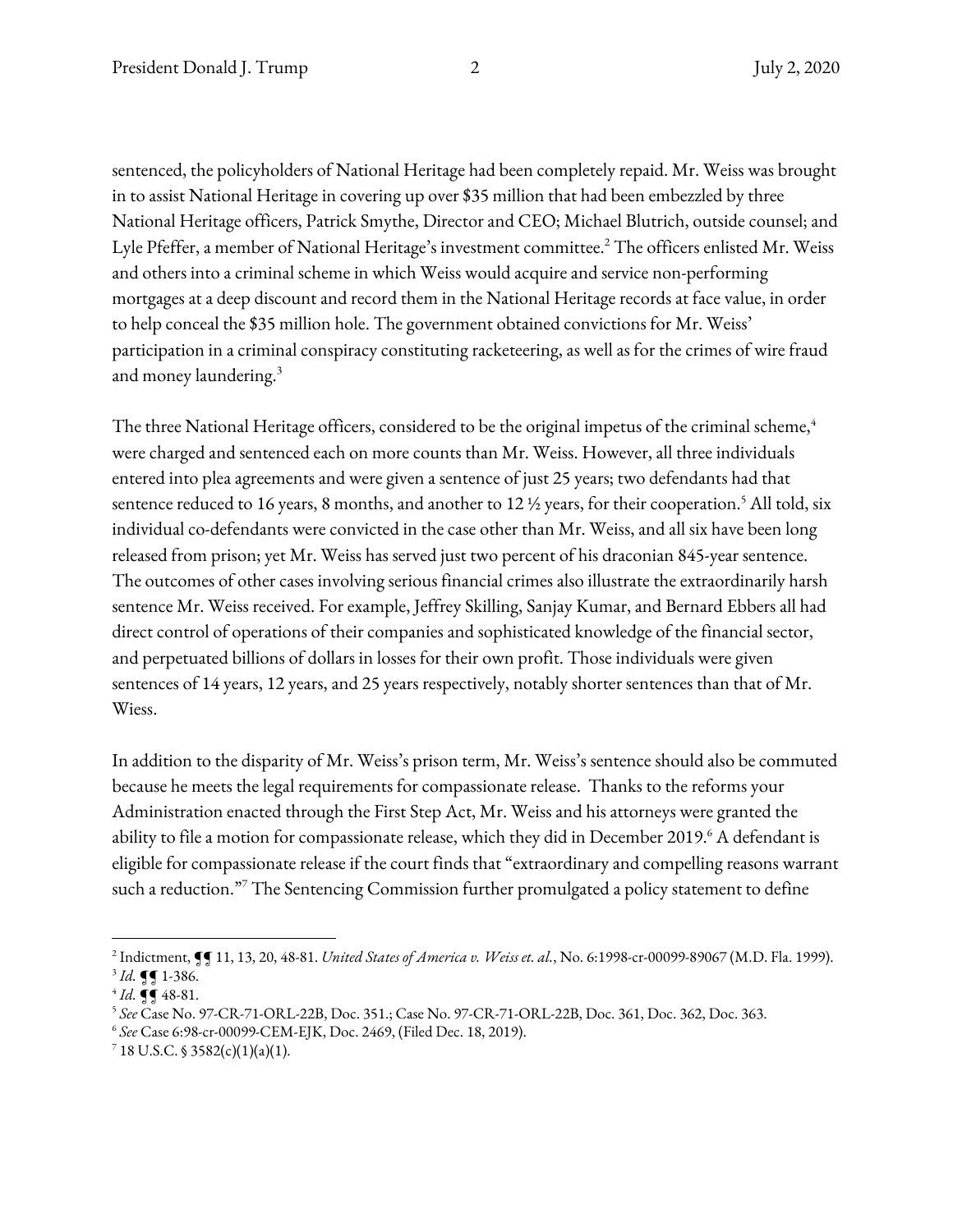sentenced, the policyholders of National Heritage had been completely repaid. Mr. Weiss was brought in to assist National Heritage in covering up over $35 million that had been embezzled by three National Heritage officers, Patrick Smythe, Director and CEO; Michael Blutrich, outside counsel; and Lyle Pfeffer, a member of National Heritage's investment committee.[2] The officers enlisted Mr. Weiss and others into a criminal scheme in which Weiss would acquire and service non-performing mortgages at a deep discount and record them in the National Heritage records at face value, in order to help conceal the $35 million hole. The government obtained convictions for Mr. Weiss' participation in a criminal conspiracy constituting racketeering, as well as for the crimes of wire fraud and money laundering.[3]

The three National Heritage officers, considered to be the original impetus of the criminal scheme,[4] were charged and sentenced each on more counts than Mr. Weiss. However, all three individuals entered into plea agreements and were given a sentence of just 25 years; two defendants had that sentence reduced to 16 years, 8 months, and another to 12 ½ years, for their cooperation.[5] All told, six individual co-defendants were convicted in the case other than Mr. Weiss, and all six have been long released from prison; yet Mr. Weiss has served just two percent of his draconian 845-year sentence. The outcomes of other cases involving serious financial crimes also illustrate the extraordinarily harsh sentence Mr. Weiss received. For example, Jeffrey Skilling, Sanjay Kumar, and Bernard Ebbers all had direct control of operations of their companies and sophisticated knowledge of the financial sector, and perpetuated billions of dollars in losses for their own profit. Those individuals were given sentences of 14 years, 12 years, and 25 years respectively, notably shorter sentences than that of Mr. Wiess.

In addition to the disparity of Mr. Weiss's prison term, Mr. Weiss's sentence should also be commuted because he meets the legal requirements for compassionate release. Thanks to the reforms your Administration enacted through the First Step Act, Mr. Weiss and his attorneys were granted the ability to file a motion for compassionate release, which they did in December 2019.[6] A defendant is eligible for compassionate release if the court finds that "extraordinary and compelling reasons warrant such a reduction."[7] The Sentencing Commission further promulgated a policy statement to define

---

[2] Indictment, ¶¶ 11, 13, 20, 48-81. *United States of America v. Weiss et. al.*, No. 6:1998-cr-00099-89067 (M.D. Fla. 1999).
[3] *Id.* ¶¶ 1-386.
[4] *Id.* ¶¶ 48-81.
[5] *See* Case No. 97-CR-71-ORL-22B, Doc. 351.; Case No. 97-CR-71-ORL-22B, Doc. 361, Doc. 362, Doc. 363.
[6] *See* Case 6:98-cr-00099-CEM-EJK, Doc. 2469, (Filed Dec. 18, 2019).
[7] 18 U.S.C. § 3582(c)(1)(a)(1).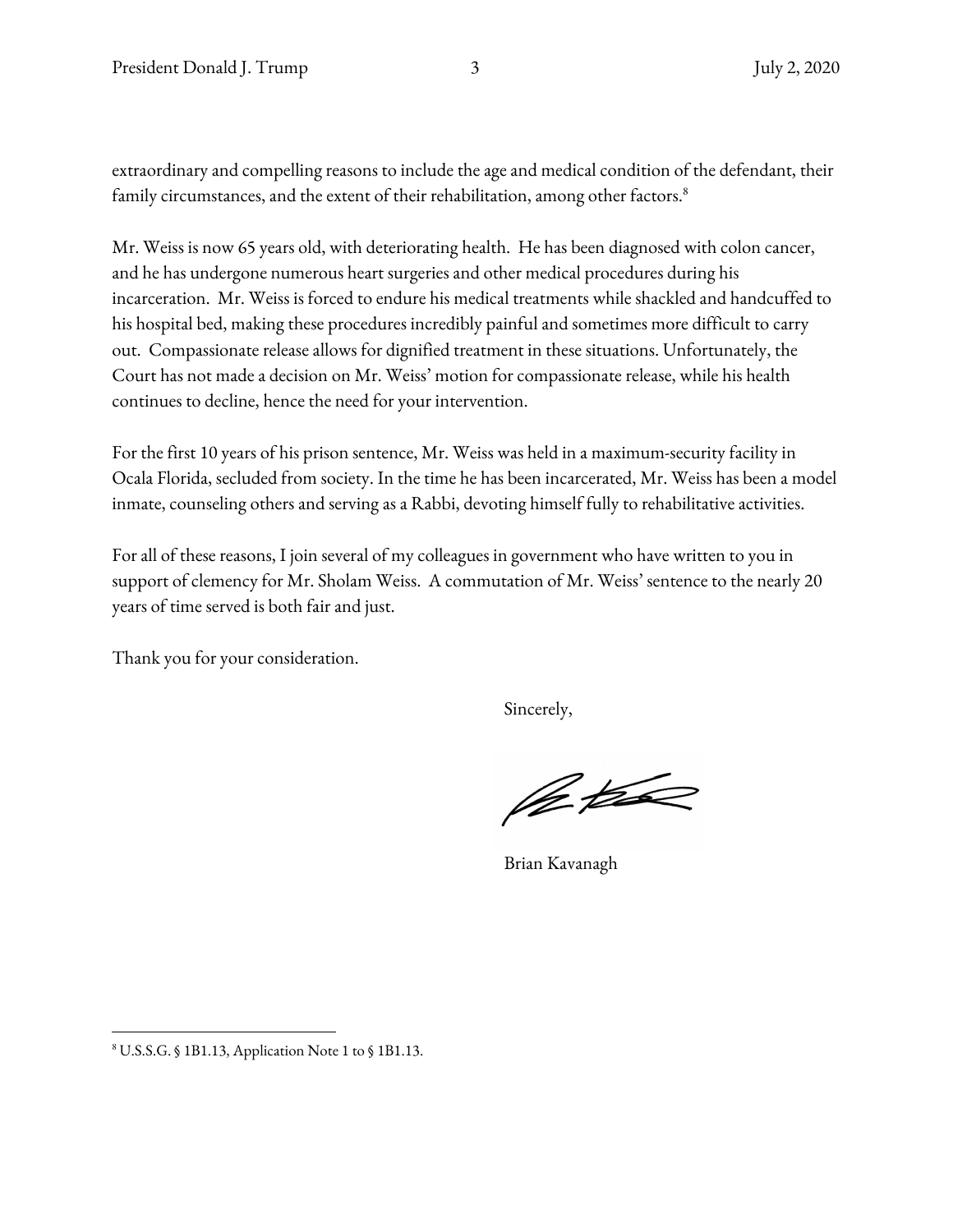extraordinary and compelling reasons to include the age and medical condition of the defendant, their family circumstances, and the extent of their rehabilitation, among other factors.[8]

Mr. Weiss is now 65 years old, with deteriorating health. He has been diagnosed with colon cancer, and he has undergone numerous heart surgeries and other medical procedures during his incarceration. Mr. Weiss is forced to endure his medical treatments while shackled and handcuffed to his hospital bed, making these procedures incredibly painful and sometimes more difficult to carry out. Compassionate release allows for dignified treatment in these situations. Unfortunately, the Court has not made a decision on Mr. Weiss' motion for compassionate release, while his health continues to decline, hence the need for your intervention.

For the first 10 years of his prison sentence, Mr. Weiss was held in a maximum-security facility in Ocala Florida, secluded from society. In the time he has been incarcerated, Mr. Weiss has been a model inmate, counseling others and serving as a Rabbi, devoting himself fully to rehabilitative activities.

For all of these reasons, I join several of my colleagues in government who have written to you in support of clemency for Mr. Sholam Weiss. A commutation of Mr. Weiss' sentence to the nearly 20 years of time served is both fair and just.

Thank you for your consideration.

Sincerely,

Brian Kavanagh

---

[8] U.S.S.G. § 1B1.13, Application Note 1 to § 1B1.13.